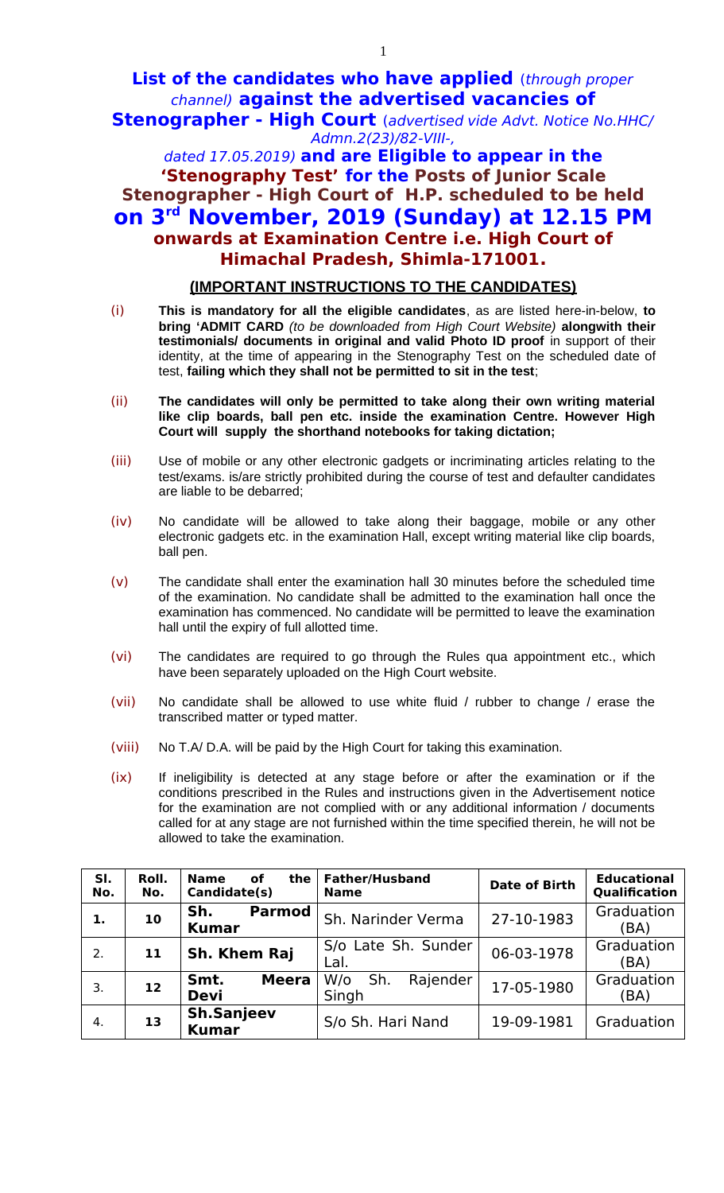# List of the candidates who have applied (*through proper channel*) against the advertised vacancies of Stenographer - High Court (*advertised vide Advt. Notice No.HHC/ Admn.2(23)/82-VIII-, dated 17.05.2019*) and are Eligible to appear in the 'Stenography Test' for the Posts of Junior Scale Stenographer - High Court of H.P. scheduled to be held on 3rd November, 2019 (Sunday) at 12.15 PM onwards at Examination Centre i.e. High Court of Himachal Pradesh, Shimla-171001.

## (IMPORTANT INSTRUCTIONS TO THE CANDIDATES)

(i) **This is mandatory for all the eligible candidates**, as are listed here-in-below, **to bring 'ADMIT CARD** *(to be downloaded from High Court Website)* **alongwith their testimonials/ documents in original and valid Photo ID proof** in support of their identity, at the time of appearing in the Stenography Test on the scheduled date of test, **failing which they shall not be permitted to sit in the test**;

(ii) **The candidates will only be permitted to take along their own writing material like clip boards, ball pen etc. inside the examination Centre. However High Court will supply the shorthand notebooks for taking dictation;**

(iii) Use of mobile or any other electronic gadgets or incriminating articles relating to the test/exams. is/are strictly prohibited during the course of test and defaulter candidates are liable to be debarred;

(iv) No candidate will be allowed to take along their baggage, mobile or any other electronic gadgets etc. in the examination Hall, except writing material like clip boards, ball pen.

(v) The candidate shall enter the examination hall 30 minutes before the scheduled time of the examination. No candidate shall be admitted to the examination hall once the examination has commenced. No candidate will be permitted to leave the examination hall until the expiry of full allotted time.

(vi) The candidates are required to go through the Rules qua appointment etc., which have been separately uploaded on the High Court website.

(vii) No candidate shall be allowed to use white fluid / rubber to change / erase the transcribed matter or typed matter.

(viii) No T.A/ D.A. will be paid by the High Court for taking this examination.

(ix) If ineligibility is detected at any stage before or after the examination or if the conditions prescribed in the Rules and instructions given in the Advertisement notice for the examination are not complied with or any additional information / documents called for at any stage are not furnished within the time specified therein, he will not be allowed to take the examination.

| Sl. No. | Roll. No. | Name of the Candidate(s) | Father/Husband Name | Date of Birth | Educational Qualification |
|---|---|---|---|---|---|
| **1.** | **10** | **Sh. Parmod Kumar** | Sh. Narinder Verma | 27-10-1983 | Graduation (BA) |
| 2. | **11** | **Sh. Khem Raj** | S/o Late Sh. Sunder Lal. | 06-03-1978 | Graduation (BA) |
| 3. | **12** | **Smt. Meera Devi** | W/o Sh. Rajender Singh | 17-05-1980 | Graduation (BA) |
| 4. | **13** | **Sh.Sanjeev Kumar** | S/o Sh. Hari Nand | 19-09-1981 | Graduation |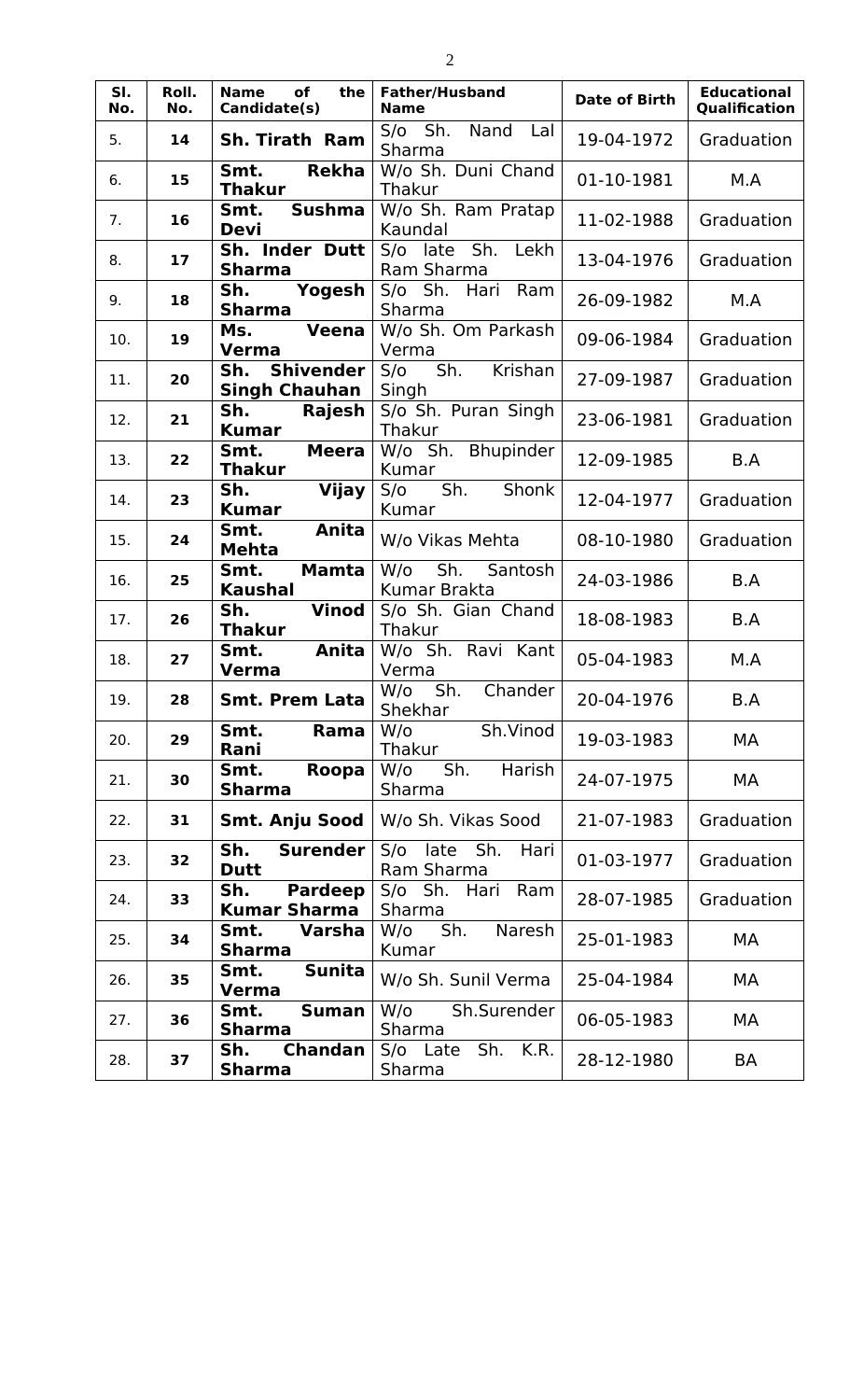| Sl. No. | Roll. No. | Name of the Candidate(s) | Father/Husband Name | Date of Birth | Educational Qualification |
|---|---|---|---|---|---|
| 5. | **14** | **Sh. Tirath Ram** | S/o Sh. Nand Lal Sharma | 19-04-1972 | Graduation |
| 6. | **15** | **Smt. Rekha Thakur** | W/o Sh. Duni Chand Thakur | 01-10-1981 | M.A |
| 7. | **16** | **Smt. Sushma Devi** | W/o Sh. Ram Pratap Kaundal | 11-02-1988 | Graduation |
| 8. | **17** | **Sh. Inder Dutt Sharma** | S/o late Sh. Lekh Ram Sharma | 13-04-1976 | Graduation |
| 9. | **18** | **Sh. Yogesh Sharma** | S/o Sh. Hari Ram Sharma | 26-09-1982 | M.A |
| 10. | **19** | **Ms. Veena Verma** | W/o Sh. Om Parkash Verma | 09-06-1984 | Graduation |
| 11. | **20** | **Sh. Shivender Singh Chauhan** | S/o Sh. Krishan Singh | 27-09-1987 | Graduation |
| 12. | **21** | **Sh. Rajesh Kumar** | S/o Sh. Puran Singh Thakur | 23-06-1981 | Graduation |
| 13. | **22** | **Smt. Meera Thakur** | W/o Sh. Bhupinder Kumar | 12-09-1985 | B.A |
| 14. | **23** | **Sh. Vijay Kumar** | S/o Sh. Shonk Kumar | 12-04-1977 | Graduation |
| 15. | **24** | **Smt. Anita Mehta** | W/o Vikas Mehta | 08-10-1980 | Graduation |
| 16. | **25** | **Smt. Mamta Kaushal** | W/o Sh. Santosh Kumar Brakta | 24-03-1986 | B.A |
| 17. | **26** | **Sh. Vinod Thakur** | S/o Sh. Gian Chand Thakur | 18-08-1983 | B.A |
| 18. | **27** | **Smt. Anita Verma** | W/o Sh. Ravi Kant Verma | 05-04-1983 | M.A |
| 19. | **28** | **Smt. Prem Lata** | W/o Sh. Chander Shekhar | 20-04-1976 | B.A |
| 20. | **29** | **Smt. Rama Rani** | W/o Sh.Vinod Thakur | 19-03-1983 | MA |
| 21. | **30** | **Smt. Roopa Sharma** | W/o Sh. Harish Sharma | 24-07-1975 | MA |
| 22. | **31** | **Smt. Anju Sood** | W/o Sh. Vikas Sood | 21-07-1983 | Graduation |
| 23. | **32** | **Sh. Surender Dutt** | S/o late Sh. Hari Ram Sharma | 01-03-1977 | Graduation |
| 24. | **33** | **Sh. Pardeep Kumar Sharma** | S/o Sh. Hari Ram Sharma | 28-07-1985 | Graduation |
| 25. | **34** | **Smt. Varsha Sharma** | W/o Sh. Naresh Kumar | 25-01-1983 | MA |
| 26. | **35** | **Smt. Sunita Verma** | W/o Sh. Sunil Verma | 25-04-1984 | MA |
| 27. | **36** | **Smt. Suman Sharma** | W/o Sh.Surender Sharma | 06-05-1983 | MA |
| 28. | **37** | **Sh. Chandan Sharma** | S/o Late Sh. K.R. Sharma | 28-12-1980 | BA |